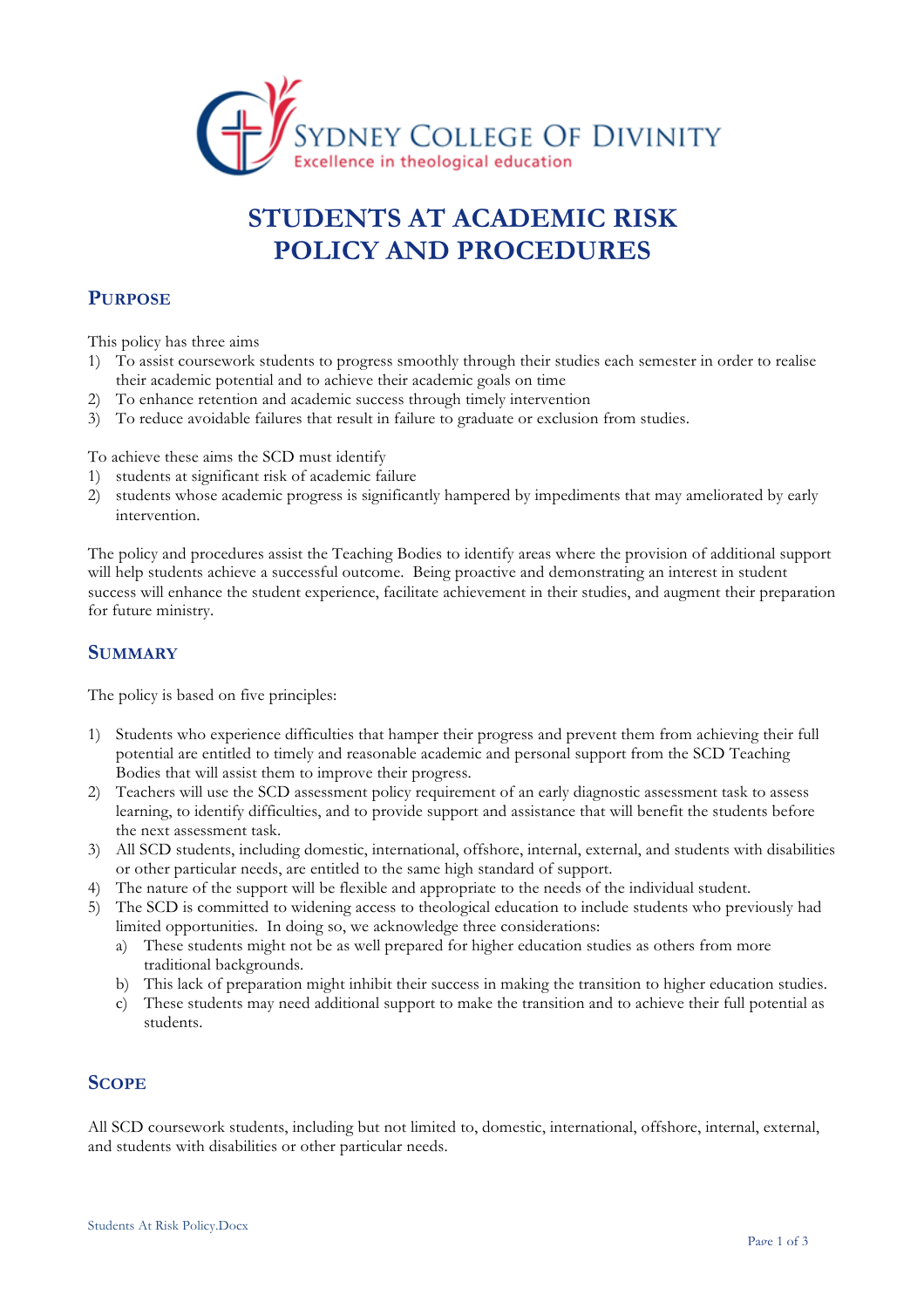SYDNEY COLLEGE OF DIVINITY
Excellence in theological education

# STUDENTS AT ACADEMIC RISK POLICY AND PROCEDURES

## PURPOSE

This policy has three aims

1) To assist coursework students to progress smoothly through their studies each semester in order to realise their academic potential and to achieve their academic goals on time
2) To enhance retention and academic success through timely intervention
3) To reduce avoidable failures that result in failure to graduate or exclusion from studies.

To achieve these aims the SCD must identify

1) students at significant risk of academic failure
2) students whose academic progress is significantly hampered by impediments that may ameliorated by early intervention.

The policy and procedures assist the Teaching Bodies to identify areas where the provision of additional support will help students achieve a successful outcome. Being proactive and demonstrating an interest in student success will enhance the student experience, facilitate achievement in their studies, and augment their preparation for future ministry.

## SUMMARY

The policy is based on five principles:

1) Students who experience difficulties that hamper their progress and prevent them from achieving their full potential are entitled to timely and reasonable academic and personal support from the SCD Teaching Bodies that will assist them to improve their progress.
2) Teachers will use the SCD assessment policy requirement of an early diagnostic assessment task to assess learning, to identify difficulties, and to provide support and assistance that will benefit the students before the next assessment task.
3) All SCD students, including domestic, international, offshore, internal, external, and students with disabilities or other particular needs, are entitled to the same high standard of support.
4) The nature of the support will be flexible and appropriate to the needs of the individual student.
5) The SCD is committed to widening access to theological education to include students who previously had limited opportunities. In doing so, we acknowledge three considerations:
   a) These students might not be as well prepared for higher education studies as others from more traditional backgrounds.
   b) This lack of preparation might inhibit their success in making the transition to higher education studies.
   c) These students may need additional support to make the transition and to achieve their full potential as students.

## SCOPE

All SCD coursework students, including but not limited to, domestic, international, offshore, internal, external, and students with disabilities or other particular needs.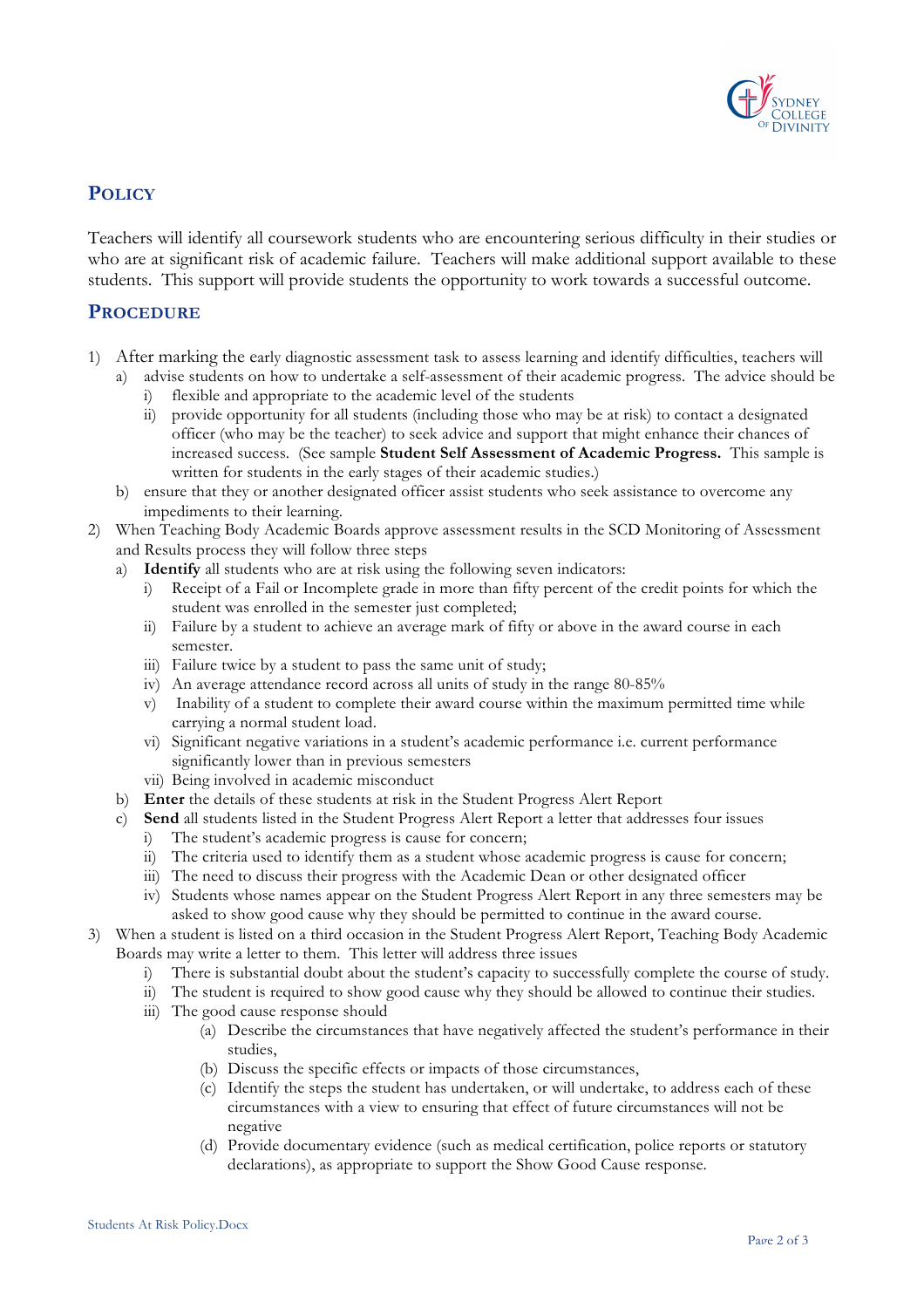## Policy

Teachers will identify all coursework students who are encountering serious difficulty in their studies or who are at significant risk of academic failure. Teachers will make additional support available to these students. This support will provide students the opportunity to work towards a successful outcome.

## Procedure

1) After marking the early diagnostic assessment task to assess learning and identify difficulties, teachers will
   a) advise students on how to undertake a self-assessment of their academic progress. The advice should be
      i) flexible and appropriate to the academic level of the students
      ii) provide opportunity for all students (including those who may be at risk) to contact a designated officer (who may be the teacher) to seek advice and support that might enhance their chances of increased success. (See sample **Student Self Assessment of Academic Progress.** This sample is written for students in the early stages of their academic studies.)
   b) ensure that they or another designated officer assist students who seek assistance to overcome any impediments to their learning.
2) When Teaching Body Academic Boards approve assessment results in the SCD Monitoring of Assessment and Results process they will follow three steps
   a) **Identify** all students who are at risk using the following seven indicators:
      i) Receipt of a Fail or Incomplete grade in more than fifty percent of the credit points for which the student was enrolled in the semester just completed;
      ii) Failure by a student to achieve an average mark of fifty or above in the award course in each semester.
      iii) Failure twice by a student to pass the same unit of study;
      iv) An average attendance record across all units of study in the range 80-85%
      v) Inability of a student to complete their award course within the maximum permitted time while carrying a normal student load.
      vi) Significant negative variations in a student's academic performance i.e. current performance significantly lower than in previous semesters
      vii) Being involved in academic misconduct
   b) **Enter** the details of these students at risk in the Student Progress Alert Report
   c) **Send** all students listed in the Student Progress Alert Report a letter that addresses four issues
      i) The student's academic progress is cause for concern;
      ii) The criteria used to identify them as a student whose academic progress is cause for concern;
      iii) The need to discuss their progress with the Academic Dean or other designated officer
      iv) Students whose names appear on the Student Progress Alert Report in any three semesters may be asked to show good cause why they should be permitted to continue in the award course.
3) When a student is listed on a third occasion in the Student Progress Alert Report, Teaching Body Academic Boards may write a letter to them. This letter will address three issues
   i) There is substantial doubt about the student's capacity to successfully complete the course of study.
   ii) The student is required to show good cause why they should be allowed to continue their studies.
   iii) The good cause response should
      (a) Describe the circumstances that have negatively affected the student's performance in their studies,
      (b) Discuss the specific effects or impacts of those circumstances,
      (c) Identify the steps the student has undertaken, or will undertake, to address each of these circumstances with a view to ensuring that effect of future circumstances will not be negative
      (d) Provide documentary evidence (such as medical certification, police reports or statutory declarations), as appropriate to support the Show Good Cause response.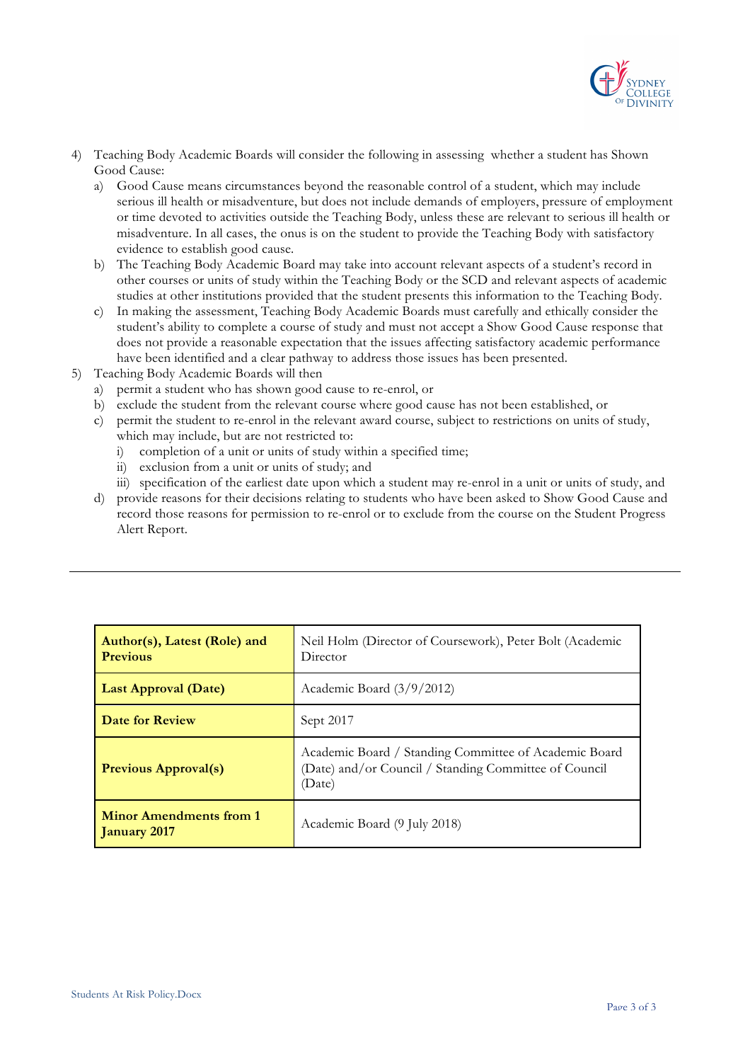4) Teaching Body Academic Boards will consider the following in assessing whether a student has Shown Good Cause:
   a) Good Cause means circumstances beyond the reasonable control of a student, which may include serious ill health or misadventure, but does not include demands of employers, pressure of employment or time devoted to activities outside the Teaching Body, unless these are relevant to serious ill health or misadventure. In all cases, the onus is on the student to provide the Teaching Body with satisfactory evidence to establish good cause.
   b) The Teaching Body Academic Board may take into account relevant aspects of a student's record in other courses or units of study within the Teaching Body or the SCD and relevant aspects of academic studies at other institutions provided that the student presents this information to the Teaching Body.
   c) In making the assessment, Teaching Body Academic Boards must carefully and ethically consider the student's ability to complete a course of study and must not accept a Show Good Cause response that does not provide a reasonable expectation that the issues affecting satisfactory academic performance have been identified and a clear pathway to address those issues has been presented.
5) Teaching Body Academic Boards will then
   a) permit a student who has shown good cause to re-enrol, or
   b) exclude the student from the relevant course where good cause has not been established, or
   c) permit the student to re-enrol in the relevant award course, subject to restrictions on units of study, which may include, but are not restricted to:
      i) completion of a unit or units of study within a specified time;
      ii) exclusion from a unit or units of study; and
      iii) specification of the earliest date upon which a student may re-enrol in a unit or units of study, and
   d) provide reasons for their decisions relating to students who have been asked to Show Good Cause and record those reasons for permission to re-enrol or to exclude from the course on the Student Progress Alert Report.

---

| | |
|---|---|
| **Author(s), Latest (Role) and Previous** | Neil Holm (Director of Coursework), Peter Bolt (Academic Director |
| **Last Approval (Date)** | Academic Board (3/9/2012) |
| **Date for Review** | Sept 2017 |
| **Previous Approval(s)** | Academic Board / Standing Committee of Academic Board (Date) and/or Council / Standing Committee of Council (Date) |
| **Minor Amendments from 1 January 2017** | Academic Board (9 July 2018) |